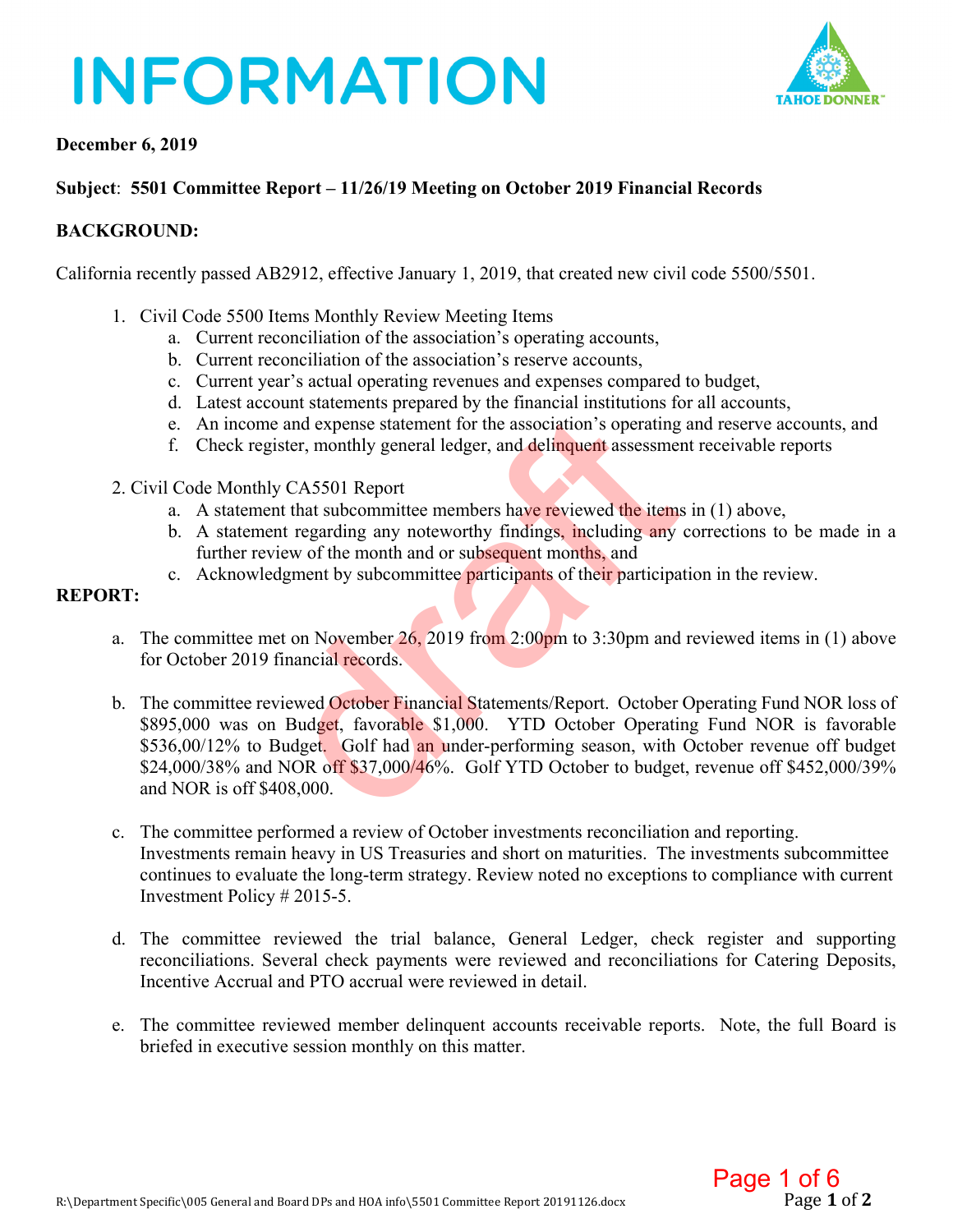# INFORMATION

**December 6, 2019**

**Subject**: **5501 Committee Report – 11/26/19 Meeting on October 2019 Financial Records**

**BACKGROUND:**

California recently passed AB2912, effective January 1, 2019, that created new civil code 5500/5501.

1. Civil Code 5500 Items Monthly Review Meeting Items
   a. Current reconciliation of the association's operating accounts,
   b. Current reconciliation of the association's reserve accounts,
   c. Current year's actual operating revenues and expenses compared to budget,
   d. Latest account statements prepared by the financial institutions for all accounts,
   e. An income and expense statement for the association's operating and reserve accounts, and
   f. Check register, monthly general ledger, and delinquent assessment receivable reports

2. Civil Code Monthly CA5501 Report
   a. A statement that subcommittee members have reviewed the items in (1) above,
   b. A statement regarding any noteworthy findings, including any corrections to be made in a further review of the month and or subsequent months, and
   c. Acknowledgment by subcommittee participants of their participation in the review.

**REPORT:**

a. The committee met on November 26, 2019 from 2:00pm to 3:30pm and reviewed items in (1) above for October 2019 financial records.

b. The committee reviewed October Financial Statements/Report. October Operating Fund NOR loss of $895,000 was on Budget, favorable $1,000. YTD October Operating Fund NOR is favorable $536,00/12% to Budget. Golf had an under-performing season, with October revenue off budget $24,000/38% and NOR off $37,000/46%. Golf YTD October to budget, revenue off $452,000/39% and NOR is off $408,000.

c. The committee performed a review of October investments reconciliation and reporting. Investments remain heavy in US Treasuries and short on maturities. The investments subcommittee continues to evaluate the long-term strategy. Review noted no exceptions to compliance with current Investment Policy # 2015-5.

d. The committee reviewed the trial balance, General Ledger, check register and supporting reconciliations. Several check payments were reviewed and reconciliations for Catering Deposits, Incentive Accrual and PTO accrual were reviewed in detail.

e. The committee reviewed member delinquent accounts receivable reports. Note, the full Board is briefed in executive session monthly on this matter.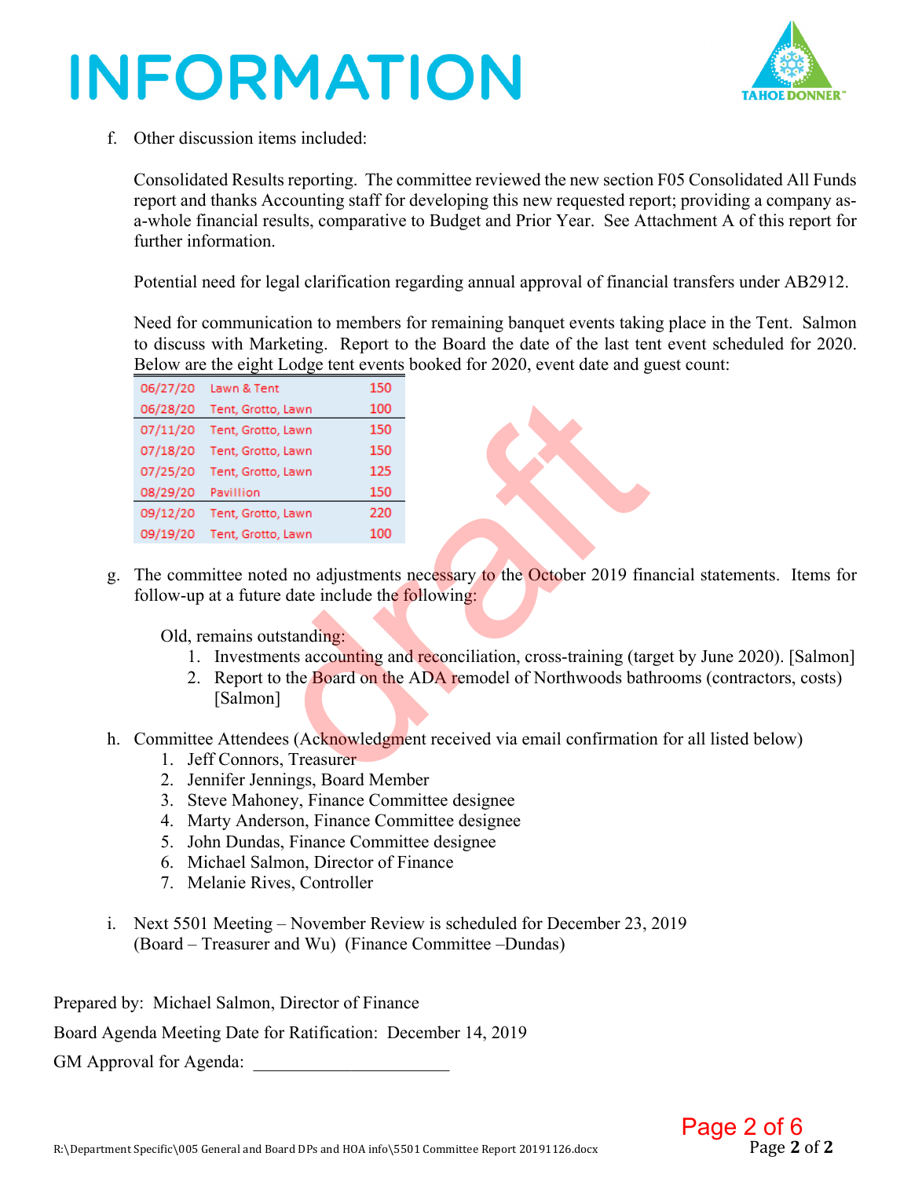# INFORMATION

f. Other discussion items included:

Consolidated Results reporting. The committee reviewed the new section F05 Consolidated All Funds report and thanks Accounting staff for developing this new requested report; providing a company as-a-whole financial results, comparative to Budget and Prior Year. See Attachment A of this report for further information.

Potential need for legal clarification regarding annual approval of financial transfers under AB2912.

Need for communication to members for remaining banquet events taking place in the Tent. Salmon to discuss with Marketing. Report to the Board the date of the last tent event scheduled for 2020. Below are the eight Lodge tent events booked for 2020, event date and guest count:

| Date | Location | Guests |
|---|---|---|
| 06/27/20 | Lawn & Tent | 150 |
| 06/28/20 | Tent, Grotto, Lawn | 100 |
| 07/11/20 | Tent, Grotto, Lawn | 150 |
| 07/18/20 | Tent, Grotto, Lawn | 150 |
| 07/25/20 | Tent, Grotto, Lawn | 125 |
| 08/29/20 | Pavillion | 150 |
| 09/12/20 | Tent, Grotto, Lawn | 220 |
| 09/19/20 | Tent, Grotto, Lawn | 100 |

g. The committee noted no adjustments necessary to the October 2019 financial statements. Items for follow-up at a future date include the following:

Old, remains outstanding:

1. Investments accounting and reconciliation, cross-training (target by June 2020). [Salmon]
2. Report to the Board on the ADA remodel of Northwoods bathrooms (contractors, costs) [Salmon]

h. Committee Attendees (Acknowledgment received via email confirmation for all listed below)

1. Jeff Connors, Treasurer
2. Jennifer Jennings, Board Member
3. Steve Mahoney, Finance Committee designee
4. Marty Anderson, Finance Committee designee
5. John Dundas, Finance Committee designee
6. Michael Salmon, Director of Finance
7. Melanie Rives, Controller

i. Next 5501 Meeting – November Review is scheduled for December 23, 2019
(Board – Treasurer and Wu) (Finance Committee –Dundas)

Prepared by: Michael Salmon, Director of Finance

Board Agenda Meeting Date for Ratification: December 14, 2019

GM Approval for Agenda: ______________________

R:\Department Specific\005 General and Board DPs and HOA info\5501 Committee Report 20191126.docx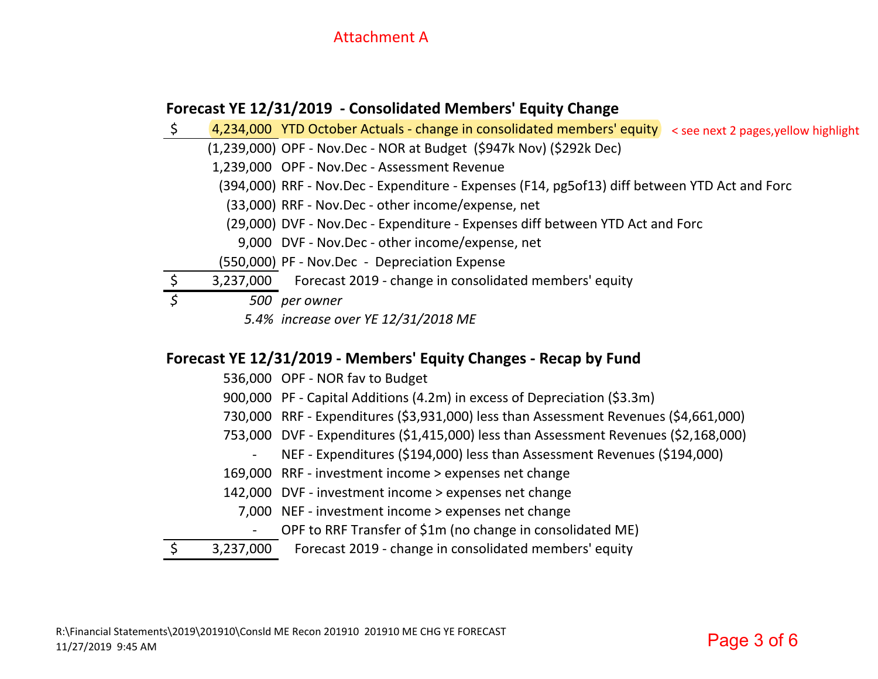Attachment A

## Forecast YE 12/31/2019 - Consolidated Members' Equity Change

| Amount | Description |
|---|---|
| $ 4,234,000 | YTD October Actuals - change in consolidated members' equity < see next 2 pages,yellow highlight |
| (1,239,000) | OPF - Nov.Dec - NOR at Budget ($947k Nov) ($292k Dec) |
| 1,239,000 | OPF - Nov.Dec - Assessment Revenue |
| (394,000) | RRF - Nov.Dec - Expenditure - Expenses (F14, pg5of13) diff between YTD Act and Forc |
| (33,000) | RRF - Nov.Dec - other income/expense, net |
| (29,000) | DVF - Nov.Dec - Expenditure - Expenses diff between YTD Act and Forc |
| 9,000 | DVF - Nov.Dec - other income/expense, net |
| (550,000) | PF - Nov.Dec - Depreciation Expense |
| $ 3,237,000 | Forecast 2019 - change in consolidated members' equity |
| *$ 500* | *per owner* |
| *5.4%* | *increase over YE 12/31/2018 ME* |

## Forecast YE 12/31/2019 - Members' Equity Changes - Recap by Fund

| Amount | Description |
|---|---|
| 536,000 | OPF - NOR fav to Budget |
| 900,000 | PF - Capital Additions (4.2m) in excess of Depreciation ($3.3m) |
| 730,000 | RRF - Expenditures ($3,931,000) less than Assessment Revenues ($4,661,000) |
| 753,000 | DVF - Expenditures ($1,415,000) less than Assessment Revenues ($2,168,000) |
| - | NEF - Expenditures ($194,000) less than Assessment Revenues ($194,000) |
| 169,000 | RRF - investment income > expenses net change |
| 142,000 | DVF - investment income > expenses net change |
| 7,000 | NEF - investment income > expenses net change |
| - | OPF to RRF Transfer of $1m (no change in consolidated ME) |
| $ 3,237,000 | Forecast 2019 - change in consolidated members' equity |

R:\Financial Statements\2019\201910\Consld ME Recon 201910 201910 ME CHG YE FORECAST
11/27/2019 9:45 AM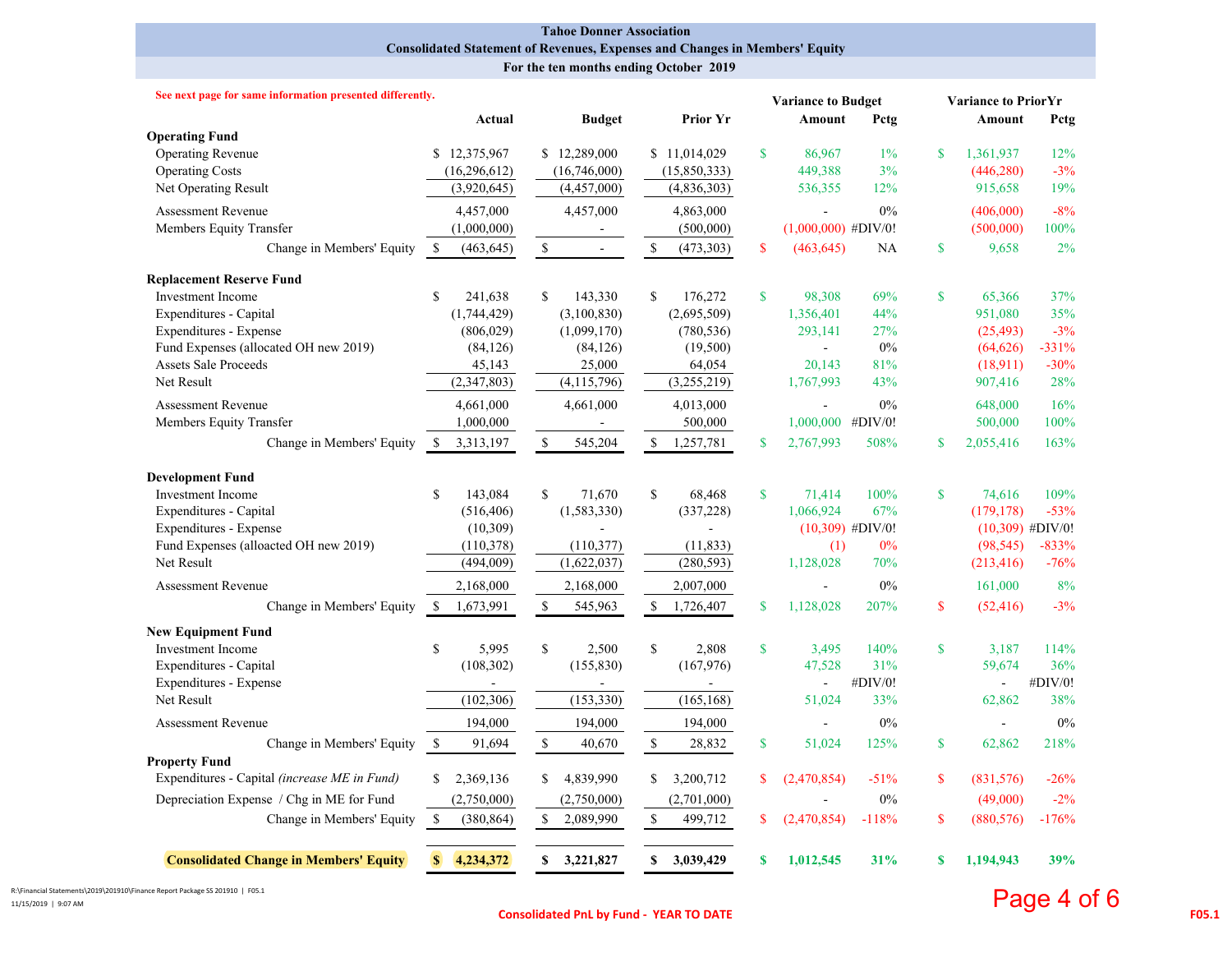# Tahoe Donner Association

## Consolidated Statement of Revenues, Expenses and Changes in Members' Equity

### For the ten months ending October 2019

See next page for same information presented differently.

| | Actual | Budget | Prior Yr | Variance to Budget Amount | Variance to Budget Pctg | Variance to PriorYr Amount | Variance to PriorYr Pctg |
|---|---|---|---|---|---|---|---|
| **Operating Fund** | | | | | | | |
| Operating Revenue | $ 12,375,967 | $ 12,289,000 | $ 11,014,029 | $ 86,967 | 1% | $ 1,361,937 | 12% |
| Operating Costs | (16,296,612) | (16,746,000) | (15,850,333) | 449,388 | 3% | (446,280) | -3% |
| Net Operating Result | (3,920,645) | (4,457,000) | (4,836,303) | 536,355 | 12% | 915,658 | 19% |
| Assessment Revenue | 4,457,000 | 4,457,000 | 4,863,000 | - | 0% | (406,000) | -8% |
| Members Equity Transfer | (1,000,000) | - | (500,000) | (1,000,000) | #DIV/0! | (500,000) | 100% |
| Change in Members' Equity | $ (463,645) | $ - | $ (473,303) | $ (463,645) | NA | $ 9,658 | 2% |
| **Replacement Reserve Fund** | | | | | | | |
| Investment Income | $ 241,638 | $ 143,330 | $ 176,272 | $ 98,308 | 69% | $ 65,366 | 37% |
| Expenditures - Capital | (1,744,429) | (3,100,830) | (2,695,509) | 1,356,401 | 44% | 951,080 | 35% |
| Expenditures - Expense | (806,029) | (1,099,170) | (780,536) | 293,141 | 27% | (25,493) | -3% |
| Fund Expenses (allocated OH new 2019) | (84,126) | (84,126) | (19,500) | - | 0% | (64,626) | -331% |
| Assets Sale Proceeds | 45,143 | 25,000 | 64,054 | 20,143 | 81% | (18,911) | -30% |
| Net Result | (2,347,803) | (4,115,796) | (3,255,219) | 1,767,993 | 43% | 907,416 | 28% |
| Assessment Revenue | 4,661,000 | 4,661,000 | 4,013,000 | - | 0% | 648,000 | 16% |
| Members Equity Transfer | 1,000,000 | - | 500,000 | 1,000,000 | #DIV/0! | 500,000 | 100% |
| Change in Members' Equity | $ 3,313,197 | $ 545,204 | $ 1,257,781 | $ 2,767,993 | 508% | $ 2,055,416 | 163% |
| **Development Fund** | | | | | | | |
| Investment Income | $ 143,084 | $ 71,670 | $ 68,468 | $ 71,414 | 100% | $ 74,616 | 109% |
| Expenditures - Capital | (516,406) | (1,583,330) | (337,228) | 1,066,924 | 67% | (179,178) | -53% |
| Expenditures - Expense | (10,309) | - | - | (10,309) | #DIV/0! | (10,309) | #DIV/0! |
| Fund Expenses (alloacted OH new 2019) | (110,378) | (110,377) | (11,833) | (1) | 0% | (98,545) | -833% |
| Net Result | (494,009) | (1,622,037) | (280,593) | 1,128,028 | 70% | (213,416) | -76% |
| Assessment Revenue | 2,168,000 | 2,168,000 | 2,007,000 | - | 0% | 161,000 | 8% |
| Change in Members' Equity | $ 1,673,991 | $ 545,963 | $ 1,726,407 | $ 1,128,028 | 207% | $ (52,416) | -3% |
| **New Equipment Fund** | | | | | | | |
| Investment Income | $ 5,995 | $ 2,500 | $ 2,808 | $ 3,495 | 140% | $ 3,187 | 114% |
| Expenditures - Capital | (108,302) | (155,830) | (167,976) | 47,528 | 31% | 59,674 | 36% |
| Expenditures - Expense | - | - | - | - | #DIV/0! | - | #DIV/0! |
| Net Result | (102,306) | (153,330) | (165,168) | 51,024 | 33% | 62,862 | 38% |
| Assessment Revenue | 194,000 | 194,000 | 194,000 | - | 0% | - | 0% |
| Change in Members' Equity | $ 91,694 | $ 40,670 | $ 28,832 | $ 51,024 | 125% | $ 62,862 | 218% |
| **Property Fund** | | | | | | | |
| Expenditures - Capital *(increase ME in Fund)* | $ 2,369,136 | $ 4,839,990 | $ 3,200,712 | $ (2,470,854) | -51% | $ (831,576) | -26% |
| Depreciation Expense / Chg in ME for Fund | (2,750,000) | (2,750,000) | (2,701,000) | - | 0% | (49,000) | -2% |
| Change in Members' Equity | $ (380,864) | $ 2,089,990 | $ 499,712 | $ (2,470,854) | -118% | $ (880,576) | -176% |
| **Consolidated Change in Members' Equity** | **$ 4,234,372** | **$ 3,221,827** | **$ 3,039,429** | **$ 1,012,545** | **31%** | **$ 1,194,943** | **39%** |

R:\Financial Statements\2019\201910\Finance Report Package SS 201910 | F05.1
11/15/2019 | 9:07 AM

Consolidated PnL by Fund - YEAR TO DATE

F05.1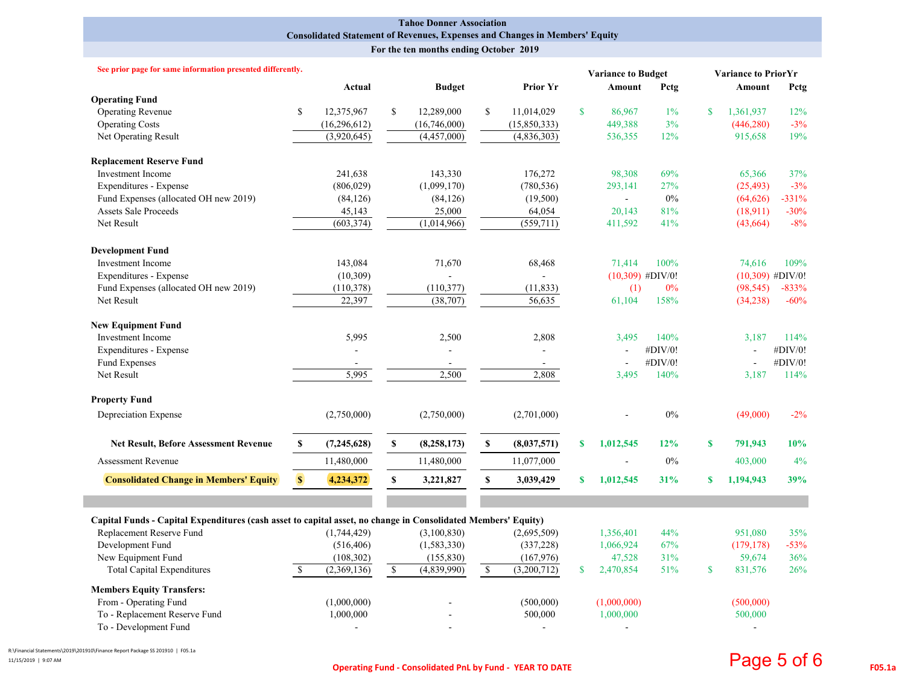## Tahoe Donner Association
### Consolidated Statement of Revenues, Expenses and Changes in Members' Equity
### For the ten months ending October 2019

See prior page for same information presented differently.

| | Actual | Budget | Prior Yr | Variance to Budget Amount | Variance to Budget Pctg | Variance to PriorYr Amount | Variance to PriorYr Pctg |
|---|---|---|---|---|---|---|---|
| **Operating Fund** | | | | | | | |
| Operating Revenue | $ 12,375,967 | $ 12,289,000 | $ 11,014,029 | $ 86,967 | 1% | $ 1,361,937 | 12% |
| Operating Costs | (16,296,612) | (16,746,000) | (15,850,333) | 449,388 | 3% | (446,280) | -3% |
| Net Operating Result | (3,920,645) | (4,457,000) | (4,836,303) | 536,355 | 12% | 915,658 | 19% |
| **Replacement Reserve Fund** | | | | | | | |
| Investment Income | 241,638 | 143,330 | 176,272 | 98,308 | 69% | 65,366 | 37% |
| Expenditures - Expense | (806,029) | (1,099,170) | (780,536) | 293,141 | 27% | (25,493) | -3% |
| Fund Expenses (allocated OH new 2019) | (84,126) | (84,126) | (19,500) | - | 0% | (64,626) | -331% |
| Assets Sale Proceeds | 45,143 | 25,000 | 64,054 | 20,143 | 81% | (18,911) | -30% |
| Net Result | (603,374) | (1,014,966) | (559,711) | 411,592 | 41% | (43,664) | -8% |
| **Development Fund** | | | | | | | |
| Investment Income | 143,084 | 71,670 | 68,468 | 71,414 | 100% | 74,616 | 109% |
| Expenditures - Expense | (10,309) | - | - | (10,309) | #DIV/0! | (10,309) | #DIV/0! |
| Fund Expenses (allocated OH new 2019) | (110,378) | (110,377) | (11,833) | (1) | 0% | (98,545) | -833% |
| Net Result | 22,397 | (38,707) | 56,635 | 61,104 | 158% | (34,238) | -60% |
| **New Equipment Fund** | | | | | | | |
| Investment Income | 5,995 | 2,500 | 2,808 | 3,495 | 140% | 3,187 | 114% |
| Expenditures - Expense | - | - | - | - | #DIV/0! | - | #DIV/0! |
| Fund Expenses | - | - | - | - | #DIV/0! | - | #DIV/0! |
| Net Result | 5,995 | 2,500 | 2,808 | 3,495 | 140% | 3,187 | 114% |
| **Property Fund** | | | | | | | |
| Depreciation Expense | (2,750,000) | (2,750,000) | (2,701,000) | - | 0% | (49,000) | -2% |
| **Net Result, Before Assessment Revenue** | **$ (7,245,628)** | **$ (8,258,173)** | **$ (8,037,571)** | **$ 1,012,545** | **12%** | **$ 791,943** | **10%** |
| Assessment Revenue | 11,480,000 | 11,480,000 | 11,077,000 | - | 0% | 403,000 | 4% |
| **Consolidated Change in Members' Equity** | **$ 4,234,372** | **$ 3,221,827** | **$ 3,039,429** | **$ 1,012,545** | **31%** | **$ 1,194,943** | **39%** |
| **Capital Funds - Capital Expenditures (cash asset to capital asset, no change in Consolidated Members' Equity)** | | | | | | | |
| Replacement Reserve Fund | (1,744,429) | (3,100,830) | (2,695,509) | 1,356,401 | 44% | 951,080 | 35% |
| Development Fund | (516,406) | (1,583,330) | (337,228) | 1,066,924 | 67% | (179,178) | -53% |
| New Equipment Fund | (108,302) | (155,830) | (167,976) | 47,528 | 31% | 59,674 | 36% |
| Total Capital Expenditures | $ (2,369,136) | $ (4,839,990) | $ (3,200,712) | $ 2,470,854 | 51% | $ 831,576 | 26% |
| **Members Equity Transfers:** | | | | | | | |
| From - Operating Fund | (1,000,000) | - | (500,000) | (1,000,000) | | (500,000) | |
| To - Replacement Reserve Fund | 1,000,000 | - | 500,000 | 1,000,000 | | 500,000 | |
| To - Development Fund | - | - | - | - | | - | |

R:\Financial Statements\2019\201910\Finance Report Package SS 201910 | F05.1a
11/15/2019 | 9:07 AM

Operating Fund - Consolidated PnL by Fund - YEAR TO DATE

F05.1a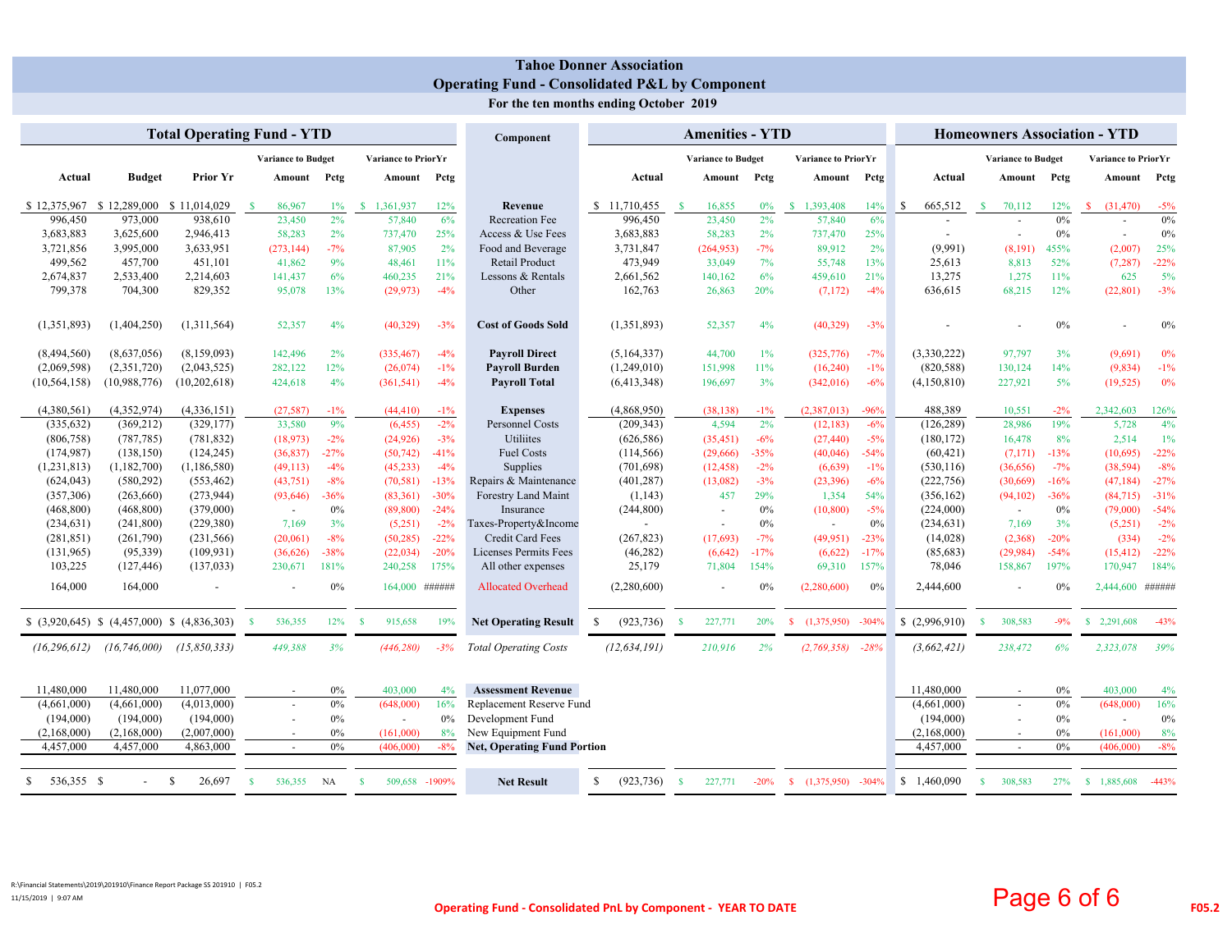# Tahoe Donner Association

## Operating Fund - Consolidated P&L by Component

### For the ten months ending October 2019

| Total Operating Fund - YTD | | | | | | | Component | Amenities - YTD | | | | | Homeowners Association - YTD | | | | |
|---|---|---|---|---|---|---|---|---|---|---|---|---|---|---|---|---|---|
| | | | Variance to Budget | | Variance to PriorYr | | | | Variance to Budget | | Variance to PriorYr | | | Variance to Budget | | Variance to PriorYr | |
| Actual | Budget | Prior Yr | Amount | Pctg | Amount | Pctg | | Actual | Amount | Pctg | Amount | Pctg | Actual | Amount | Pctg | Amount | Pctg |
| $ 12,375,967 | $ 12,289,000 | $ 11,014,029 | $ 86,967 | 1% | $ 1,361,937 | 12% | **Revenue** | $ 11,710,455 | $ 16,855 | 0% | $ 1,393,408 | 14% | $ 665,512 | $ 70,112 | 12% | $ (31,470) | -5% |
| 996,450 | 973,000 | 938,610 | 23,450 | 2% | 57,840 | 6% | Recreation Fee | 996,450 | 23,450 | 2% | 57,840 | 6% | - | - | 0% | - | 0% |
| 3,683,883 | 3,625,600 | 2,946,413 | 58,283 | 2% | 737,470 | 25% | Access & Use Fees | 3,683,883 | 58,283 | 2% | 737,470 | 25% | - | - | 0% | - | 0% |
| 3,721,856 | 3,995,000 | 3,633,951 | (273,144) | -7% | 87,905 | 2% | Food and Beverage | 3,731,847 | (264,953) | -7% | 89,912 | 2% | (9,991) | (8,191) | 455% | (2,007) | 25% |
| 499,562 | 457,700 | 451,101 | 41,862 | 9% | 48,461 | 11% | Retail Product | 473,949 | 33,049 | 7% | 55,748 | 13% | 25,613 | 8,813 | 52% | (7,287) | -22% |
| 2,674,837 | 2,533,400 | 2,214,603 | 141,437 | 6% | 460,235 | 21% | Lessons & Rentals | 2,661,562 | 140,162 | 6% | 459,610 | 21% | 13,275 | 1,275 | 11% | 625 | 5% |
| 799,378 | 704,300 | 829,352 | 95,078 | 13% | (29,973) | -4% | Other | 162,763 | 26,863 | 20% | (7,172) | -4% | 636,615 | 68,215 | 12% | (22,801) | -3% |
| (1,351,893) | (1,404,250) | (1,311,564) | 52,357 | 4% | (40,329) | -3% | **Cost of Goods Sold** | (1,351,893) | 52,357 | 4% | (40,329) | -3% | - | - | 0% | - | 0% |
| (8,494,560) | (8,637,056) | (8,159,093) | 142,496 | 2% | (335,467) | -4% | **Payroll Direct** | (5,164,337) | 44,700 | 1% | (325,776) | -7% | (3,330,222) | 97,797 | 3% | (9,691) | 0% |
| (2,069,598) | (2,351,720) | (2,043,525) | 282,122 | 12% | (26,074) | -1% | **Payroll Burden** | (1,249,010) | 151,998 | 11% | (16,240) | -1% | (820,588) | 130,124 | 14% | (9,834) | -1% |
| (10,564,158) | (10,988,776) | (10,202,618) | 424,618 | 4% | (361,541) | -4% | **Payroll Total** | (6,413,348) | 196,697 | 3% | (342,016) | -6% | (4,150,810) | 227,921 | 5% | (19,525) | 0% |
| (4,380,561) | (4,352,974) | (4,336,151) | (27,587) | -1% | (44,410) | -1% | **Expenses** | (4,868,950) | (38,138) | -1% | (2,387,013) | -96% | 488,389 | 10,551 | -2% | 2,342,603 | 126% |
| (335,632) | (369,212) | (329,177) | 33,580 | 9% | (6,455) | -2% | Personnel Costs | (209,343) | 4,594 | 2% | (12,183) | -6% | (126,289) | 28,986 | 19% | 5,728 | 4% |
| (806,758) | (787,785) | (781,832) | (18,973) | -2% | (24,926) | -3% | Utiliites | (626,586) | (35,451) | -6% | (27,440) | -5% | (180,172) | 16,478 | 8% | 2,514 | 1% |
| (174,987) | (138,150) | (124,245) | (36,837) | -27% | (50,742) | -41% | Fuel Costs | (114,566) | (29,666) | -35% | (40,046) | -54% | (60,421) | (7,171) | -13% | (10,695) | -22% |
| (1,231,813) | (1,182,700) | (1,186,580) | (49,113) | -4% | (45,233) | -4% | Supplies | (701,698) | (12,458) | -2% | (6,639) | -1% | (530,116) | (36,656) | -7% | (38,594) | -8% |
| (624,043) | (580,292) | (553,462) | (43,751) | -8% | (70,581) | -13% | Repairs & Maintenance | (401,287) | (13,082) | -3% | (23,396) | -6% | (222,756) | (30,669) | -16% | (47,184) | -27% |
| (357,306) | (263,660) | (273,944) | (93,646) | -36% | (83,361) | -30% | Forestry Land Maint | (1,143) | 457 | 29% | 1,354 | 54% | (356,162) | (94,102) | -36% | (84,715) | -31% |
| (468,800) | (468,800) | (379,000) | - | 0% | (89,800) | -24% | Insurance | (244,800) | - | 0% | (10,800) | -5% | (224,000) | - | 0% | (79,000) | -54% |
| (234,631) | (241,800) | (229,380) | 7,169 | 3% | (5,251) | -2% | Taxes-Property&Income | - | - | 0% | - | 0% | (234,631) | 7,169 | 3% | (5,251) | -2% |
| (281,851) | (261,790) | (231,566) | (20,061) | -8% | (50,285) | -22% | Credit Card Fees | (267,823) | (17,693) | -7% | (49,951) | -23% | (14,028) | (2,368) | -20% | (334) | -2% |
| (131,965) | (95,339) | (109,931) | (36,626) | -38% | (22,034) | -20% | Licenses Permits Fees | (46,282) | (6,642) | -17% | (6,622) | -17% | (85,683) | (29,984) | -54% | (15,412) | -22% |
| 103,225 | (127,446) | (137,033) | 230,671 | 181% | 240,258 | 175% | All other expenses | 25,179 | 71,804 | 154% | 69,310 | 157% | 78,046 | 158,867 | 197% | 170,947 | 184% |
| 164,000 | 164,000 | - | - | 0% | 164,000 | ###### | Allocated Overhead | (2,280,600) | - | 0% | (2,280,600) | 0% | 2,444,600 | - | 0% | 2,444,600 | ###### |
| $ (3,920,645) | $ (4,457,000) | $ (4,836,303) | $ 536,355 | 12% | $ 915,658 | 19% | **Net Operating Result** | $ (923,736) | $ 227,771 | 20% | $ (1,375,950) | -304% | $ (2,996,910) | $ 308,583 | -9% | $ 2,291,608 | -43% |
| *(16,296,612)* | *(16,746,000)* | *(15,850,333)* | *449,388* | *3%* | *(446,280)* | *-3%* | *Total Operating Costs* | *(12,634,191)* | *210,916* | *2%* | *(2,769,358)* | *-28%* | *(3,662,421)* | *238,472* | *6%* | *2,323,078* | *39%* |
| 11,480,000 | 11,480,000 | 11,077,000 | - | 0% | 403,000 | 4% | **Assessment Revenue** | | | | | | 11,480,000 | - | 0% | 403,000 | 4% |
| (4,661,000) | (4,661,000) | (4,013,000) | - | 0% | (648,000) | 16% | Replacement Reserve Fund | | | | | | (4,661,000) | - | 0% | (648,000) | 16% |
| (194,000) | (194,000) | (194,000) | - | 0% | - | 0% | Development Fund | | | | | | (194,000) | - | 0% | - | 0% |
| (2,168,000) | (2,168,000) | (2,007,000) | - | 0% | (161,000) | 8% | New Equipment Fund | | | | | | (2,168,000) | - | 0% | (161,000) | 8% |
| 4,457,000 | 4,457,000 | 4,863,000 | - | 0% | (406,000) | -8% | **Net, Operating Fund Portion** | | | | | | 4,457,000 | - | 0% | (406,000) | -8% |
| $ 536,355 | $ - | $ 26,697 | $ 536,355 | NA | $ 509,658 | -1909% | **Net Result** | $ (923,736) | $ 227,771 | -20% | $ (1,375,950) | -304% | $ 1,460,090 | $ 308,583 | 27% | $ 1,885,608 | -443% |

R:\Financial Statements\2019\201910\Finance Report Package SS 201910 | F05.2
11/15/2019 | 9:07 AM

Operating Fund - Consolidated PnL by Component - YEAR TO DATE

F05.2